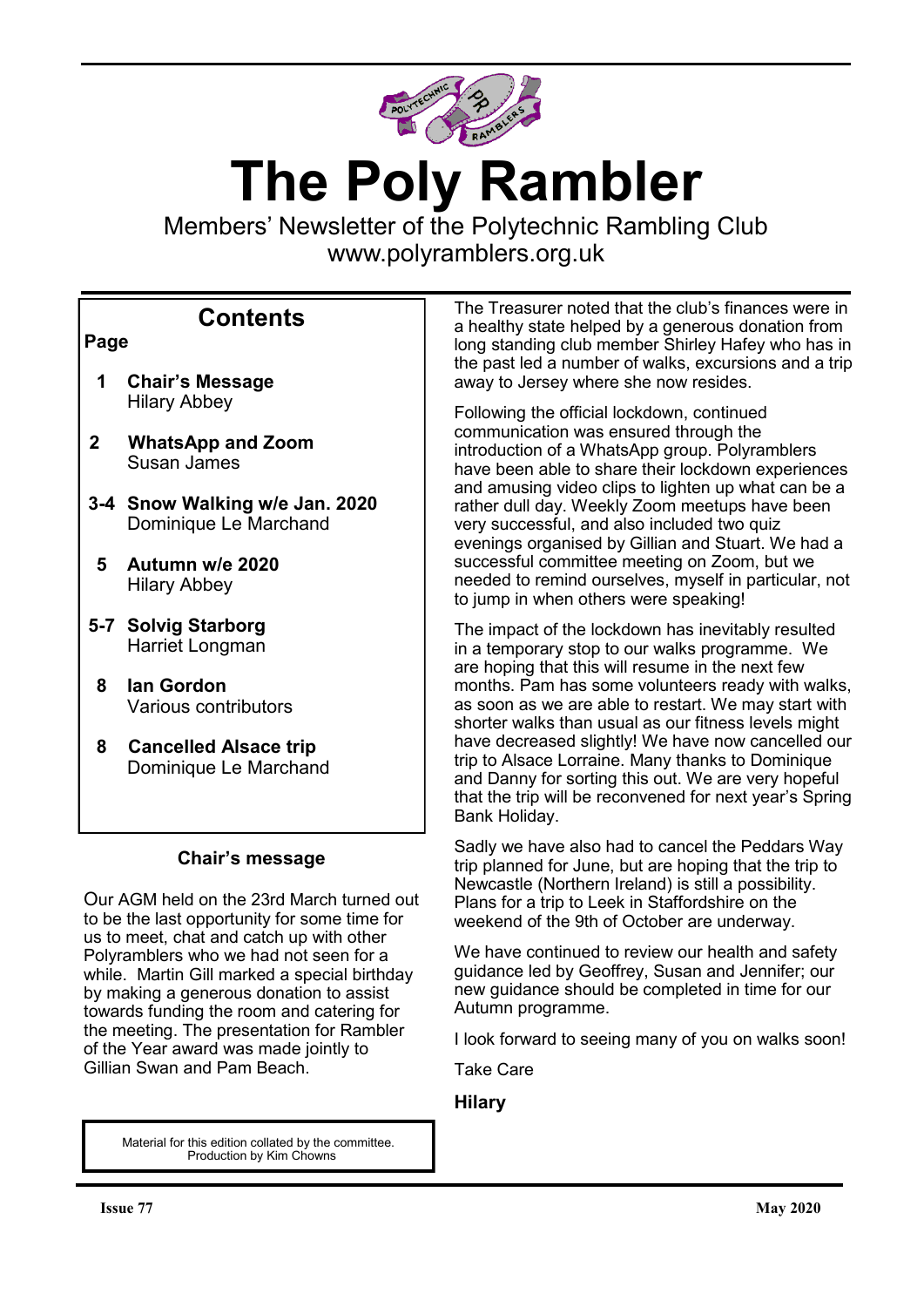# The Poly Rambler

Members' Newsletter of the Polytechnic Rambling Club
www.polyramblers.org.uk

## Contents

| Page | |
|---|---|
| 1 | **Chair's Message** Hilary Abbey |
| 2 | **WhatsApp and Zoom** Susan James |
| 3-4 | **Snow Walking w/e Jan. 2020** Dominique Le Marchand |
| 5 | **Autumn w/e 2020** Hilary Abbey |
| 5-7 | **Solvig Starborg** Harriet Longman |
| 8 | **Ian Gordon** Various contributors |
| 8 | **Cancelled Alsace trip** Dominique Le Marchand |

## Chair's message

Our AGM held on the 23rd March turned out to be the last opportunity for some time for us to meet, chat and catch up with other Polyramblers who we had not seen for a while. Martin Gill marked a special birthday by making a generous donation to assist towards funding the room and catering for the meeting. The presentation for Rambler of the Year award was made jointly to Gillian Swan and Pam Beach.

The Treasurer noted that the club's finances were in a healthy state helped by a generous donation from long standing club member Shirley Hafey who has in the past led a number of walks, excursions and a trip away to Jersey where she now resides.

Following the official lockdown, continued communication was ensured through the introduction of a WhatsApp group. Polyramblers have been able to share their lockdown experiences and amusing video clips to lighten up what can be a rather dull day. Weekly Zoom meetups have been very successful, and also included two quiz evenings organised by Gillian and Stuart. We had a successful committee meeting on Zoom, but we needed to remind ourselves, myself in particular, not to jump in when others were speaking!

The impact of the lockdown has inevitably resulted in a temporary stop to our walks programme. We are hoping that this will resume in the next few months. Pam has some volunteers ready with walks, as soon as we are able to restart. We may start with shorter walks than usual as our fitness levels might have decreased slightly! We have now cancelled our trip to Alsace Lorraine. Many thanks to Dominique and Danny for sorting this out. We are very hopeful that the trip will be reconvened for next year's Spring Bank Holiday.

Sadly we have also had to cancel the Peddars Way trip planned for June, but are hoping that the trip to Newcastle (Northern Ireland) is still a possibility. Plans for a trip to Leek in Staffordshire on the weekend of the 9th of October are underway.

We have continued to review our health and safety guidance led by Geoffrey, Susan and Jennifer; our new guidance should be completed in time for our Autumn programme.

I look forward to seeing many of you on walks soon!

Take Care

**Hilary**

Material for this edition collated by the committee.
Production by Kim Chowns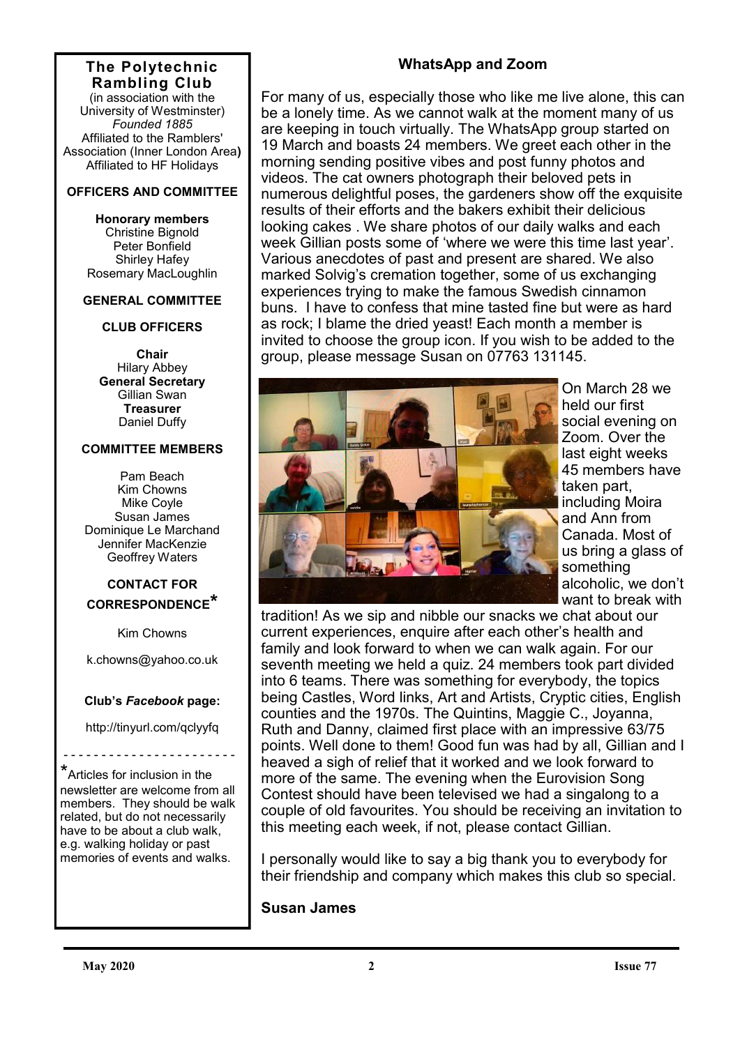**The Polytechnic Rambling Club**
(in association with the University of Westminster)
*Founded 1885*
Affiliated to the Ramblers' Association (Inner London Area)
Affiliated to HF Holidays

**OFFICERS AND COMMITTEE**

**Honorary members**
Christine Bignold
Peter Bonfield
Shirley Hafey
Rosemary MacLoughlin

**GENERAL COMMITTEE**

**CLUB OFFICERS**

**Chair**
Hilary Abbey
**General Secretary**
Gillian Swan
**Treasurer**
Daniel Duffy

**COMMITTEE MEMBERS**

Pam Beach
Kim Chowns
Mike Coyle
Susan James
Dominique Le Marchand
Jennifer MacKenzie
Geoffrey Waters

**CONTACT FOR CORRESPONDENCE***

Kim Chowns

k.chowns@yahoo.co.uk

**Club's *Facebook* page:**

http://tinyurl.com/qclyyfq

---

*Articles for inclusion in the newsletter are welcome from all members. They should be walk related, but do not necessarily have to be about a club walk, e.g. walking holiday or past memories of events and walks.

## WhatsApp and Zoom

For many of us, especially those who like me live alone, this can be a lonely time. As we cannot walk at the moment many of us are keeping in touch virtually. The WhatsApp group started on 19 March and boasts 24 members. We greet each other in the morning sending positive vibes and post funny photos and videos. The cat owners photograph their beloved pets in numerous delightful poses, the gardeners show off the exquisite results of their efforts and the bakers exhibit their delicious looking cakes . We share photos of our daily walks and each week Gillian posts some of 'where we were this time last year'. Various anecdotes of past and present are shared. We also marked Solvig's cremation together, some of us exchanging experiences trying to make the famous Swedish cinnamon buns. I have to confess that mine tasted fine but were as hard as rock; I blame the dried yeast! Each month a member is invited to choose the group icon. If you wish to be added to the group, please message Susan on 07763 131145.

On March 28 we held our first social evening on Zoom. Over the last eight weeks 45 members have taken part, including Moira and Ann from Canada. Most of us bring a glass of something alcoholic, we don't want to break with tradition! As we sip and nibble our snacks we chat about our current experiences, enquire after each other's health and family and look forward to when we can walk again. For our seventh meeting we held a quiz. 24 members took part divided into 6 teams. There was something for everybody, the topics being Castles, Word links, Art and Artists, Cryptic cities, English counties and the 1970s. The Quintins, Maggie C., Joyanna, Ruth and Danny, claimed first place with an impressive 63/75 points. Well done to them! Good fun was had by all, Gillian and I heaved a sigh of relief that it worked and we look forward to more of the same. The evening when the Eurovision Song Contest should have been televised we had a singalong to a couple of old favourites. You should be receiving an invitation to this meeting each week, if not, please contact Gillian.

I personally would like to say a big thank you to everybody for their friendship and company which makes this club so special.

**Susan James**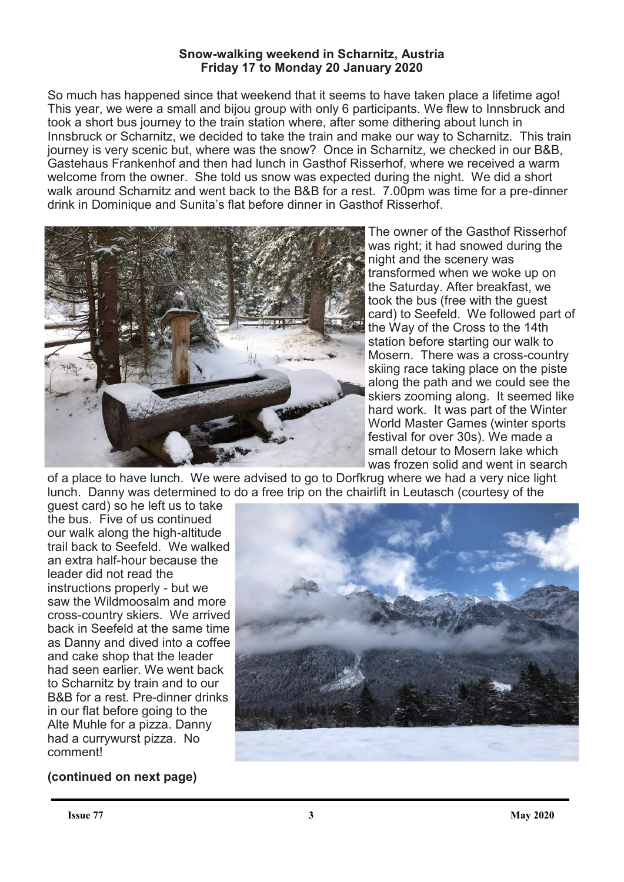**Snow-walking weekend in Scharnitz, Austria**
**Friday 17 to Monday 20 January 2020**

So much has happened since that weekend that it seems to have taken place a lifetime ago! This year, we were a small and bijou group with only 6 participants. We flew to Innsbruck and took a short bus journey to the train station where, after some dithering about lunch in Innsbruck or Scharnitz, we decided to take the train and make our way to Scharnitz. This train journey is very scenic but, where was the snow? Once in Scharnitz, we checked in our B&B, Gastehaus Frankenhof and then had lunch in Gasthof Risserhof, where we received a warm welcome from the owner. She told us snow was expected during the night. We did a short walk around Scharnitz and went back to the B&B for a rest. 7.00pm was time for a pre-dinner drink in Dominique and Sunita's flat before dinner in Gasthof Risserhof.

The owner of the Gasthof Risserhof was right; it had snowed during the night and the scenery was transformed when we woke up on the Saturday. After breakfast, we took the bus (free with the guest card) to Seefeld. We followed part of the Way of the Cross to the 14th station before starting our walk to Mosern. There was a cross-country skiing race taking place on the piste along the path and we could see the skiers zooming along. It seemed like hard work. It was part of the Winter World Master Games (winter sports festival for over 30s). We made a small detour to Mosern lake which was frozen solid and went in search of a place to have lunch. We were advised to go to Dorfkrug where we had a very nice light lunch. Danny was determined to do a free trip on the chairlift in Leutasch (courtesy of the guest card) so he left us to take the bus. Five of us continued our walk along the high-altitude trail back to Seefeld. We walked an extra half-hour because the leader did not read the instructions properly - but we saw the Wildmoosalm and more cross-country skiers. We arrived back in Seefeld at the same time as Danny and dived into a coffee and cake shop that the leader had seen earlier. We went back to Scharnitz by train and to our B&B for a rest. Pre-dinner drinks in our flat before going to the Alte Muhle for a pizza. Danny had a currywurst pizza. No comment!

**(continued on next page)**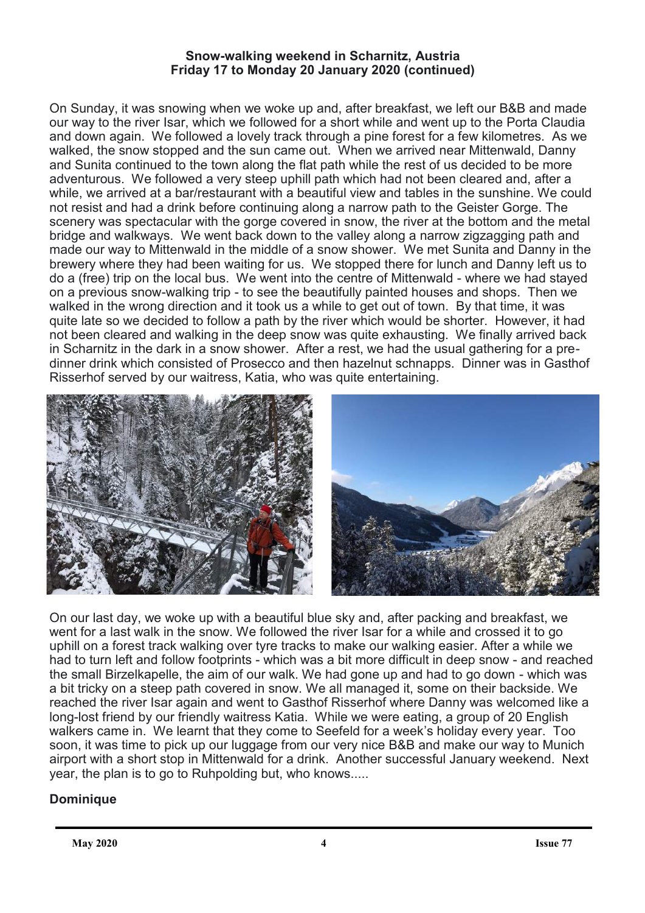**Snow-walking weekend in Scharnitz, Austria**
**Friday 17 to Monday 20 January 2020 (continued)**

On Sunday, it was snowing when we woke up and, after breakfast, we left our B&B and made our way to the river Isar, which we followed for a short while and went up to the Porta Claudia and down again. We followed a lovely track through a pine forest for a few kilometres. As we walked, the snow stopped and the sun came out. When we arrived near Mittenwald, Danny and Sunita continued to the town along the flat path while the rest of us decided to be more adventurous. We followed a very steep uphill path which had not been cleared and, after a while, we arrived at a bar/restaurant with a beautiful view and tables in the sunshine. We could not resist and had a drink before continuing along a narrow path to the Geister Gorge. The scenery was spectacular with the gorge covered in snow, the river at the bottom and the metal bridge and walkways. We went back down to the valley along a narrow zigzagging path and made our way to Mittenwald in the middle of a snow shower. We met Sunita and Danny in the brewery where they had been waiting for us. We stopped there for lunch and Danny left us to do a (free) trip on the local bus. We went into the centre of Mittenwald - where we had stayed on a previous snow-walking trip - to see the beautifully painted houses and shops. Then we walked in the wrong direction and it took us a while to get out of town. By that time, it was quite late so we decided to follow a path by the river which would be shorter. However, it had not been cleared and walking in the deep snow was quite exhausting. We finally arrived back in Scharnitz in the dark in a snow shower. After a rest, we had the usual gathering for a pre-dinner drink which consisted of Prosecco and then hazelnut schnapps. Dinner was in Gasthof Risserhof served by our waitress, Katia, who was quite entertaining.

On our last day, we woke up with a beautiful blue sky and, after packing and breakfast, we went for a last walk in the snow. We followed the river Isar for a while and crossed it to go uphill on a forest track walking over tyre tracks to make our walking easier. After a while we had to turn left and follow footprints - which was a bit more difficult in deep snow - and reached the small Birzelkapelle, the aim of our walk. We had gone up and had to go down - which was a bit tricky on a steep path covered in snow. We all managed it, some on their backside. We reached the river Isar again and went to Gasthof Risserhof where Danny was welcomed like a long-lost friend by our friendly waitress Katia. While we were eating, a group of 20 English walkers came in. We learnt that they come to Seefeld for a week's holiday every year. Too soon, it was time to pick up our luggage from our very nice B&B and make our way to Munich airport with a short stop in Mittenwald for a drink. Another successful January weekend. Next year, the plan is to go to Ruhpolding but, who knows.....

**Dominique**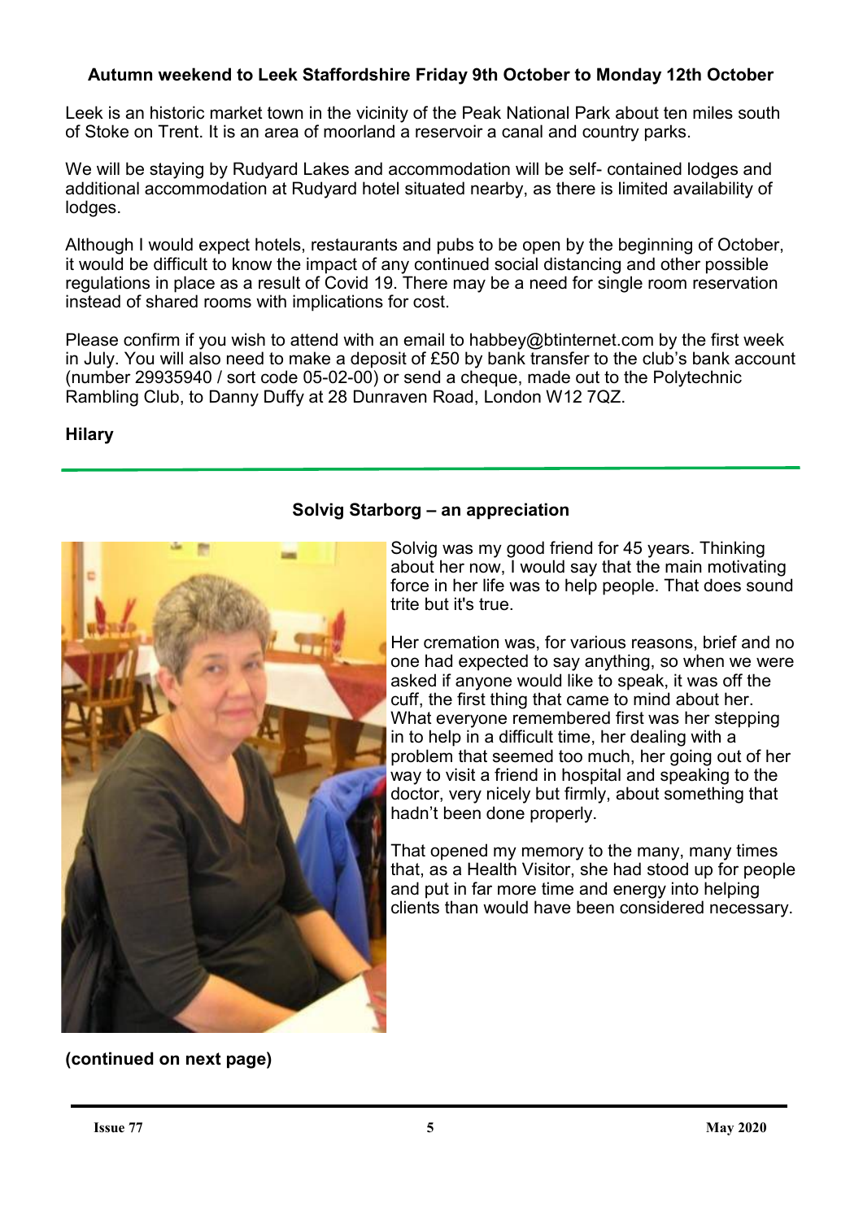## Autumn weekend to Leek Staffordshire Friday 9th October to Monday 12th October

Leek is an historic market town in the vicinity of the Peak National Park about ten miles south of Stoke on Trent. It is an area of moorland a reservoir a canal and country parks.

We will be staying by Rudyard Lakes and accommodation will be self- contained lodges and additional accommodation at Rudyard hotel situated nearby, as there is limited availability of lodges.

Although I would expect hotels, restaurants and pubs to be open by the beginning of October, it would be difficult to know the impact of any continued social distancing and other possible regulations in place as a result of Covid 19. There may be a need for single room reservation instead of shared rooms with implications for cost.

Please confirm if you wish to attend with an email to habbey@btinternet.com by the first week in July. You will also need to make a deposit of £50 by bank transfer to the club's bank account (number 29935940 / sort code 05-02-00) or send a cheque, made out to the Polytechnic Rambling Club, to Danny Duffy at 28 Dunraven Road, London W12 7QZ.

**Hilary**

---

## Solvig Starborg – an appreciation

Solvig was my good friend for 45 years. Thinking about her now, I would say that the main motivating force in her life was to help people. That does sound trite but it's true.

Her cremation was, for various reasons, brief and no one had expected to say anything, so when we were asked if anyone would like to speak, it was off the cuff, the first thing that came to mind about her. What everyone remembered first was her stepping in to help in a difficult time, her dealing with a problem that seemed too much, her going out of her way to visit a friend in hospital and speaking to the doctor, very nicely but firmly, about something that hadn't been done properly.

That opened my memory to the many, many times that, as a Health Visitor, she had stood up for people and put in far more time and energy into helping clients than would have been considered necessary.

**(continued on next page)**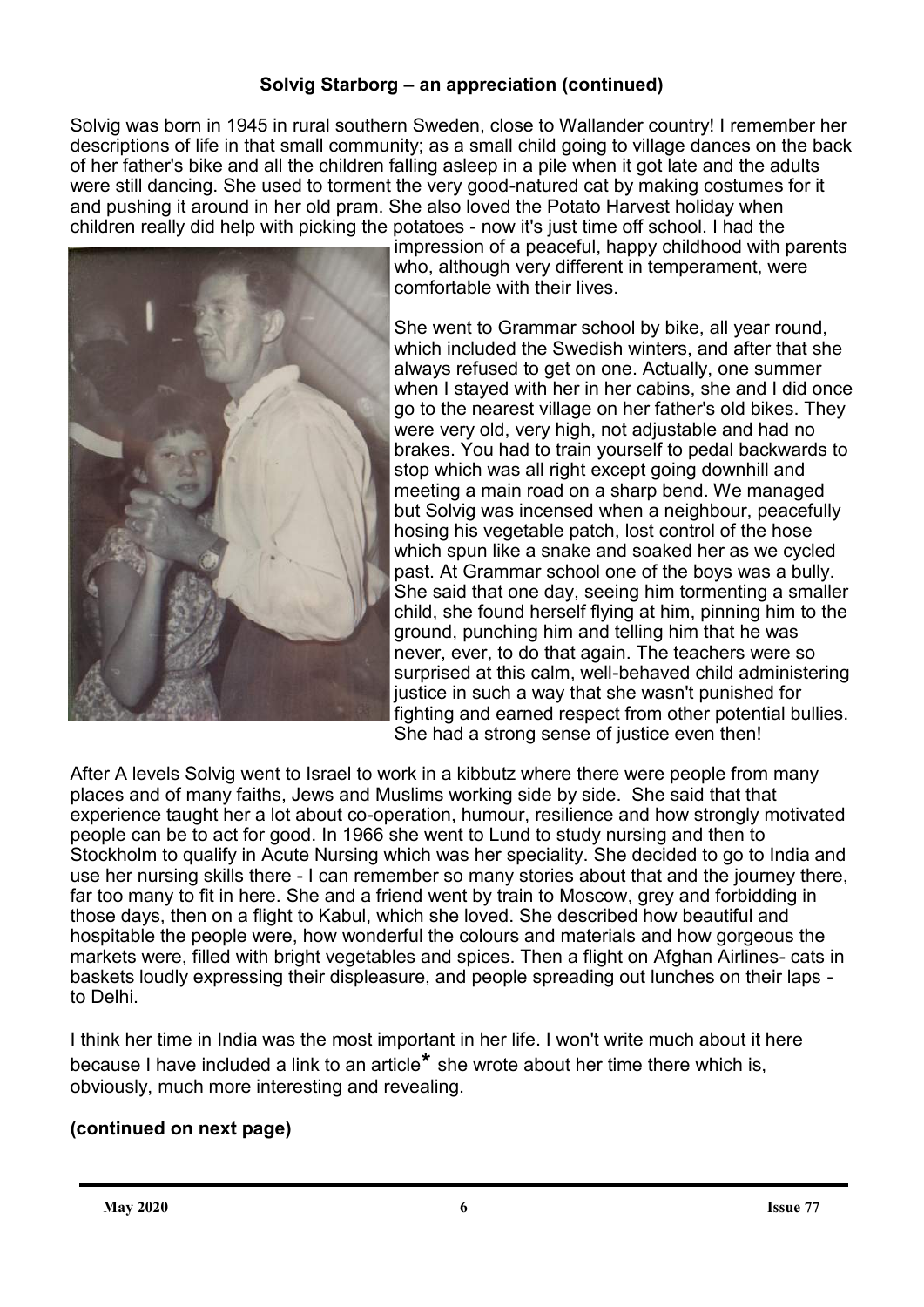**Solvig Starborg – an appreciation (continued)**

Solvig was born in 1945 in rural southern Sweden, close to Wallander country! I remember her descriptions of life in that small community; as a small child going to village dances on the back of her father's bike and all the children falling asleep in a pile when it got late and the adults were still dancing. She used to torment the very good-natured cat by making costumes for it and pushing it around in her old pram. She also loved the Potato Harvest holiday when children really did help with picking the potatoes - now it's just time off school. I had the impression of a peaceful, happy childhood with parents who, although very different in temperament, were comfortable with their lives.

She went to Grammar school by bike, all year round, which included the Swedish winters, and after that she always refused to get on one. Actually, one summer when I stayed with her in her cabins, she and I did once go to the nearest village on her father's old bikes. They were very old, very high, not adjustable and had no brakes. You had to train yourself to pedal backwards to stop which was all right except going downhill and meeting a main road on a sharp bend. We managed but Solvig was incensed when a neighbour, peacefully hosing his vegetable patch, lost control of the hose which spun like a snake and soaked her as we cycled past. At Grammar school one of the boys was a bully. She said that one day, seeing him tormenting a smaller child, she found herself flying at him, pinning him to the ground, punching him and telling him that he was never, ever, to do that again. The teachers were so surprised at this calm, well-behaved child administering justice in such a way that she wasn't punished for fighting and earned respect from other potential bullies. She had a strong sense of justice even then!

After A levels Solvig went to Israel to work in a kibbutz where there were people from many places and of many faiths, Jews and Muslims working side by side. She said that that experience taught her a lot about co-operation, humour, resilience and how strongly motivated people can be to act for good. In 1966 she went to Lund to study nursing and then to Stockholm to qualify in Acute Nursing which was her speciality. She decided to go to India and use her nursing skills there - I can remember so many stories about that and the journey there, far too many to fit in here. She and a friend went by train to Moscow, grey and forbidding in those days, then on a flight to Kabul, which she loved. She described how beautiful and hospitable the people were, how wonderful the colours and materials and how gorgeous the markets were, filled with bright vegetables and spices. Then a flight on Afghan Airlines- cats in baskets loudly expressing their displeasure, and people spreading out lunches on their laps - to Delhi.

I think her time in India was the most important in her life. I won't write much about it here because I have included a link to an article* she wrote about her time there which is, obviously, much more interesting and revealing.

**(continued on next page)**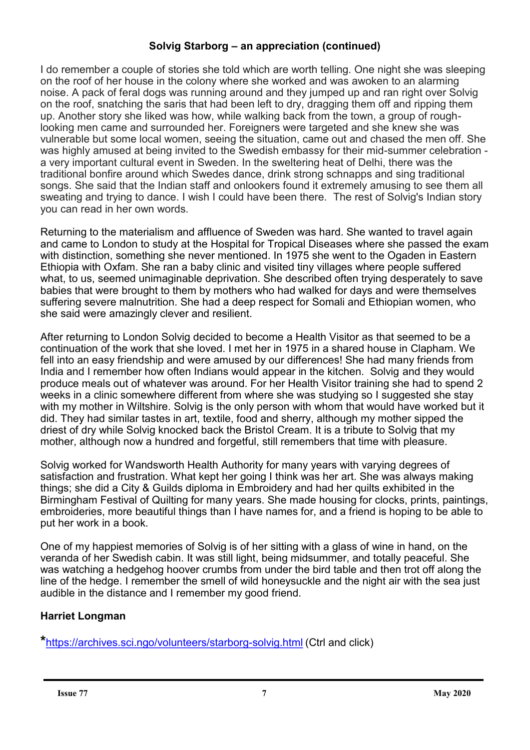## Solvig Starborg – an appreciation (continued)

I do remember a couple of stories she told which are worth telling. One night she was sleeping on the roof of her house in the colony where she worked and was awoken to an alarming noise. A pack of feral dogs was running around and they jumped up and ran right over Solvig on the roof, snatching the saris that had been left to dry, dragging them off and ripping them up. Another story she liked was how, while walking back from the town, a group of rough-looking men came and surrounded her. Foreigners were targeted and she knew she was vulnerable but some local women, seeing the situation, came out and chased the men off. She was highly amused at being invited to the Swedish embassy for their mid-summer celebration - a very important cultural event in Sweden. In the sweltering heat of Delhi, there was the traditional bonfire around which Swedes dance, drink strong schnapps and sing traditional songs. She said that the Indian staff and onlookers found it extremely amusing to see them all sweating and trying to dance. I wish I could have been there. The rest of Solvig's Indian story you can read in her own words.

Returning to the materialism and affluence of Sweden was hard. She wanted to travel again and came to London to study at the Hospital for Tropical Diseases where she passed the exam with distinction, something she never mentioned. In 1975 she went to the Ogaden in Eastern Ethiopia with Oxfam. She ran a baby clinic and visited tiny villages where people suffered what, to us, seemed unimaginable deprivation. She described often trying desperately to save babies that were brought to them by mothers who had walked for days and were themselves suffering severe malnutrition. She had a deep respect for Somali and Ethiopian women, who she said were amazingly clever and resilient.

After returning to London Solvig decided to become a Health Visitor as that seemed to be a continuation of the work that she loved. I met her in 1975 in a shared house in Clapham. We fell into an easy friendship and were amused by our differences! She had many friends from India and I remember how often Indians would appear in the kitchen. Solvig and they would produce meals out of whatever was around. For her Health Visitor training she had to spend 2 weeks in a clinic somewhere different from where she was studying so I suggested she stay with my mother in Wiltshire. Solvig is the only person with whom that would have worked but it did. They had similar tastes in art, textile, food and sherry, although my mother sipped the driest of dry while Solvig knocked back the Bristol Cream. It is a tribute to Solvig that my mother, although now a hundred and forgetful, still remembers that time with pleasure.

Solvig worked for Wandsworth Health Authority for many years with varying degrees of satisfaction and frustration. What kept her going I think was her art. She was always making things; she did a City & Guilds diploma in Embroidery and had her quilts exhibited in the Birmingham Festival of Quilting for many years. She made housing for clocks, prints, paintings, embroideries, more beautiful things than I have names for, and a friend is hoping to be able to put her work in a book.

One of my happiest memories of Solvig is of her sitting with a glass of wine in hand, on the veranda of her Swedish cabin. It was still light, being midsummer, and totally peaceful. She was watching a hedgehog hoover crumbs from under the bird table and then trot off along the line of the hedge. I remember the smell of wild honeysuckle and the night air with the sea just audible in the distance and I remember my good friend.

**Harriet Longman**

*[https://archives.sci.ngo/volunteers/starborg-solvig.html](https://archives.sci.ngo/volunteers/starborg-solvig.html) (Ctrl and click)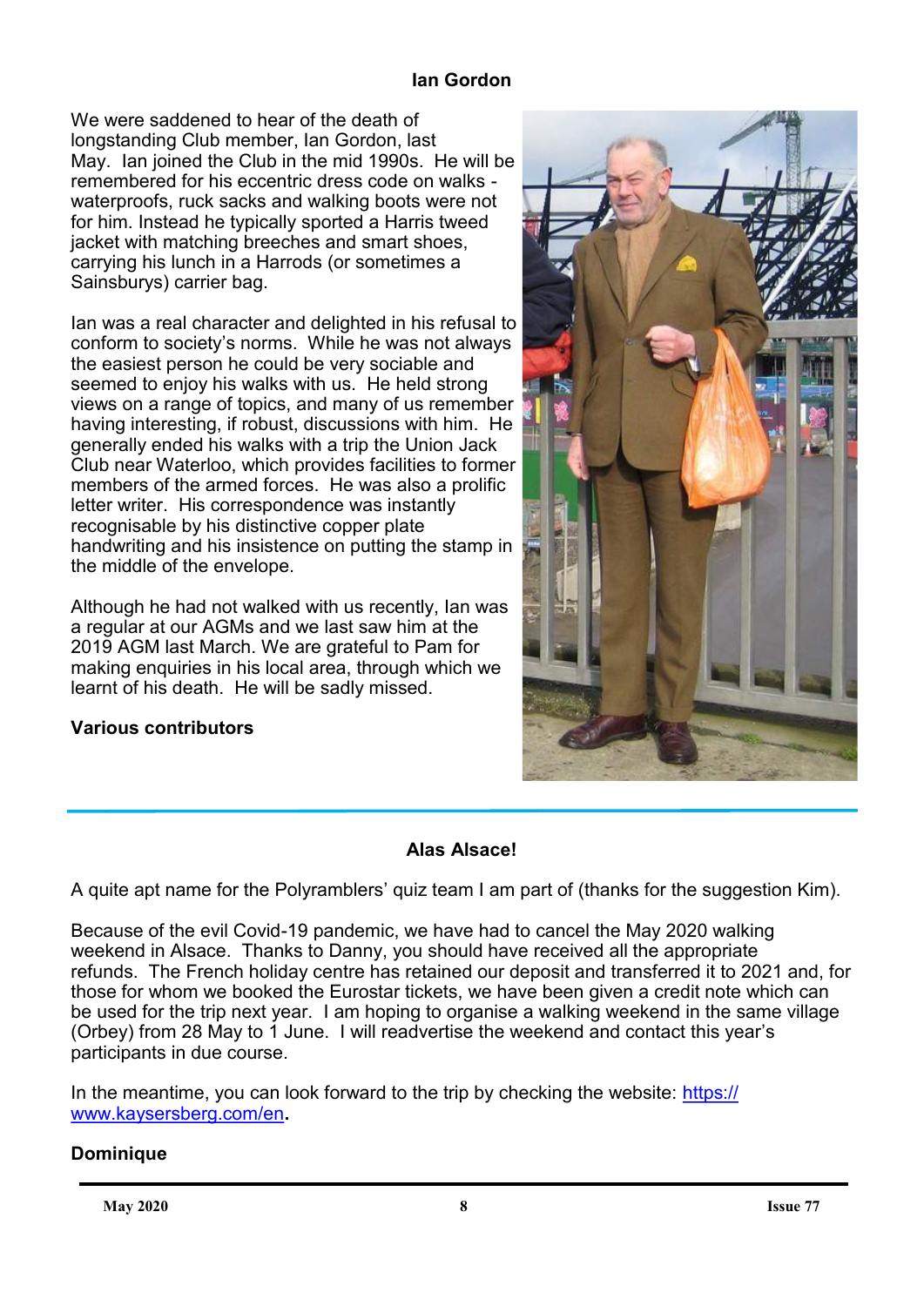## Ian Gordon

We were saddened to hear of the death of longstanding Club member, Ian Gordon, last May. Ian joined the Club in the mid 1990s. He will be remembered for his eccentric dress code on walks - waterproofs, ruck sacks and walking boots were not for him. Instead he typically sported a Harris tweed jacket with matching breeches and smart shoes, carrying his lunch in a Harrods (or sometimes a Sainsburys) carrier bag.

Ian was a real character and delighted in his refusal to conform to society's norms. While he was not always the easiest person he could be very sociable and seemed to enjoy his walks with us. He held strong views on a range of topics, and many of us remember having interesting, if robust, discussions with him. He generally ended his walks with a trip the Union Jack Club near Waterloo, which provides facilities to former members of the armed forces. He was also a prolific letter writer. His correspondence was instantly recognisable by his distinctive copper plate handwriting and his insistence on putting the stamp in the middle of the envelope.

Although he had not walked with us recently, Ian was a regular at our AGMs and we last saw him at the 2019 AGM last March. We are grateful to Pam for making enquiries in his local area, through which we learnt of his death. He will be sadly missed.

**Various contributors**

---

## Alas Alsace!

A quite apt name for the Polyramblers' quiz team I am part of (thanks for the suggestion Kim).

Because of the evil Covid-19 pandemic, we have had to cancel the May 2020 walking weekend in Alsace. Thanks to Danny, you should have received all the appropriate refunds. The French holiday centre has retained our deposit and transferred it to 2021 and, for those for whom we booked the Eurostar tickets, we have been given a credit note which can be used for the trip next year. I am hoping to organise a walking weekend in the same village (Orbey) from 28 May to 1 June. I will readvertise the weekend and contact this year's participants in due course.

In the meantime, you can look forward to the trip by checking the website: https://www.kaysersberg.com/en.

**Dominique**